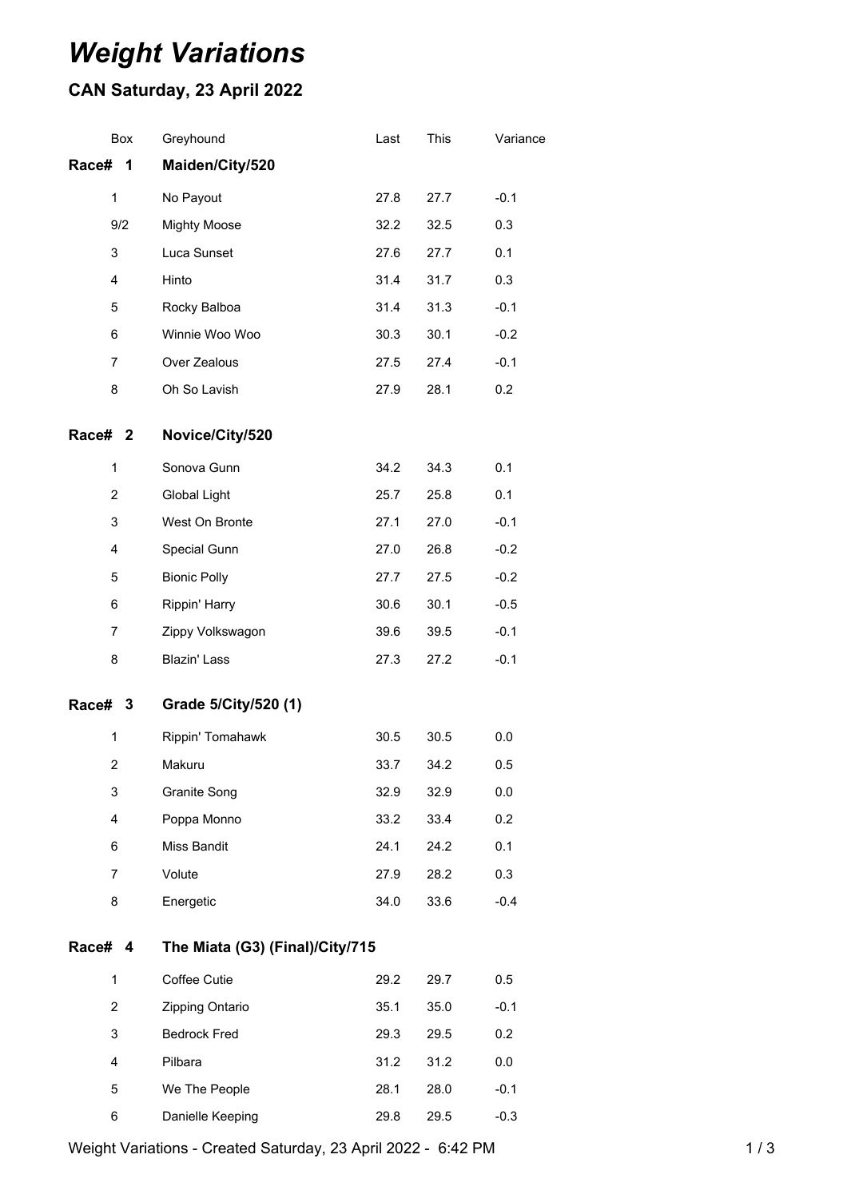# *Weight Variations*

## CAN Saturday, 23 April 2022

| Box | Greyhound | Last | This | Variance |
|---|---|---|---|---|
| **Race# 1** | **Maiden/City/520** | | | |
| 1 | No Payout | 27.8 | 27.7 | -0.1 |
| 9/2 | Mighty Moose | 32.2 | 32.5 | 0.3 |
| 3 | Luca Sunset | 27.6 | 27.7 | 0.1 |
| 4 | Hinto | 31.4 | 31.7 | 0.3 |
| 5 | Rocky Balboa | 31.4 | 31.3 | -0.1 |
| 6 | Winnie Woo Woo | 30.3 | 30.1 | -0.2 |
| 7 | Over Zealous | 27.5 | 27.4 | -0.1 |
| 8 | Oh So Lavish | 27.9 | 28.1 | 0.2 |
| **Race# 2** | **Novice/City/520** | | | |
| 1 | Sonova Gunn | 34.2 | 34.3 | 0.1 |
| 2 | Global Light | 25.7 | 25.8 | 0.1 |
| 3 | West On Bronte | 27.1 | 27.0 | -0.1 |
| 4 | Special Gunn | 27.0 | 26.8 | -0.2 |
| 5 | Bionic Polly | 27.7 | 27.5 | -0.2 |
| 6 | Rippin' Harry | 30.6 | 30.1 | -0.5 |
| 7 | Zippy Volkswagon | 39.6 | 39.5 | -0.1 |
| 8 | Blazin' Lass | 27.3 | 27.2 | -0.1 |
| **Race# 3** | **Grade 5/City/520 (1)** | | | |
| 1 | Rippin' Tomahawk | 30.5 | 30.5 | 0.0 |
| 2 | Makuru | 33.7 | 34.2 | 0.5 |
| 3 | Granite Song | 32.9 | 32.9 | 0.0 |
| 4 | Poppa Monno | 33.2 | 33.4 | 0.2 |
| 6 | Miss Bandit | 24.1 | 24.2 | 0.1 |
| 7 | Volute | 27.9 | 28.2 | 0.3 |
| 8 | Energetic | 34.0 | 33.6 | -0.4 |
| **Race# 4** | **The Miata (G3) (Final)/City/715** | | | |
| 1 | Coffee Cutie | 29.2 | 29.7 | 0.5 |
| 2 | Zipping Ontario | 35.1 | 35.0 | -0.1 |
| 3 | Bedrock Fred | 29.3 | 29.5 | 0.2 |
| 4 | Pilbara | 31.2 | 31.2 | 0.0 |
| 5 | We The People | 28.1 | 28.0 | -0.1 |
| 6 | Danielle Keeping | 29.8 | 29.5 | -0.3 |

Weight Variations - Created Saturday, 23 April 2022 - 6:42 PM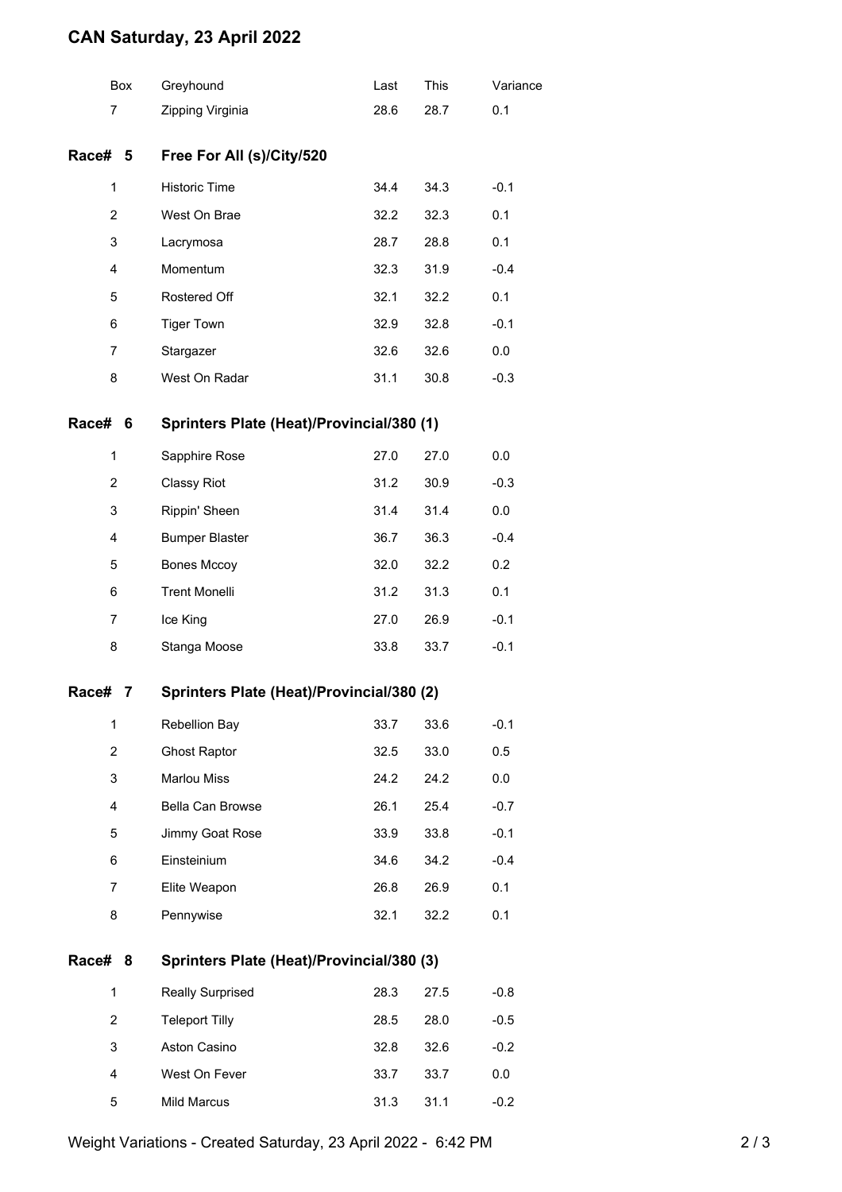# CAN Saturday, 23 April 2022

| Box | Greyhound | Last | This | Variance |
|---|---|---|---|---|
| 7 | Zipping Virginia | 28.6 | 28.7 | 0.1 |

## Race# 5 Free For All (s)/City/520

| Box | Greyhound | Last | This | Variance |
|---|---|---|---|---|
| 1 | Historic Time | 34.4 | 34.3 | -0.1 |
| 2 | West On Brae | 32.2 | 32.3 | 0.1 |
| 3 | Lacrymosa | 28.7 | 28.8 | 0.1 |
| 4 | Momentum | 32.3 | 31.9 | -0.4 |
| 5 | Rostered Off | 32.1 | 32.2 | 0.1 |
| 6 | Tiger Town | 32.9 | 32.8 | -0.1 |
| 7 | Stargazer | 32.6 | 32.6 | 0.0 |
| 8 | West On Radar | 31.1 | 30.8 | -0.3 |

## Race# 6 Sprinters Plate (Heat)/Provincial/380 (1)

| Box | Greyhound | Last | This | Variance |
|---|---|---|---|---|
| 1 | Sapphire Rose | 27.0 | 27.0 | 0.0 |
| 2 | Classy Riot | 31.2 | 30.9 | -0.3 |
| 3 | Rippin' Sheen | 31.4 | 31.4 | 0.0 |
| 4 | Bumper Blaster | 36.7 | 36.3 | -0.4 |
| 5 | Bones Mccoy | 32.0 | 32.2 | 0.2 |
| 6 | Trent Monelli | 31.2 | 31.3 | 0.1 |
| 7 | Ice King | 27.0 | 26.9 | -0.1 |
| 8 | Stanga Moose | 33.8 | 33.7 | -0.1 |

## Race# 7 Sprinters Plate (Heat)/Provincial/380 (2)

| Box | Greyhound | Last | This | Variance |
|---|---|---|---|---|
| 1 | Rebellion Bay | 33.7 | 33.6 | -0.1 |
| 2 | Ghost Raptor | 32.5 | 33.0 | 0.5 |
| 3 | Marlou Miss | 24.2 | 24.2 | 0.0 |
| 4 | Bella Can Browse | 26.1 | 25.4 | -0.7 |
| 5 | Jimmy Goat Rose | 33.9 | 33.8 | -0.1 |
| 6 | Einsteinium | 34.6 | 34.2 | -0.4 |
| 7 | Elite Weapon | 26.8 | 26.9 | 0.1 |
| 8 | Pennywise | 32.1 | 32.2 | 0.1 |

## Race# 8 Sprinters Plate (Heat)/Provincial/380 (3)

| Box | Greyhound | Last | This | Variance |
|---|---|---|---|---|
| 1 | Really Surprised | 28.3 | 27.5 | -0.8 |
| 2 | Teleport Tilly | 28.5 | 28.0 | -0.5 |
| 3 | Aston Casino | 32.8 | 32.6 | -0.2 |
| 4 | West On Fever | 33.7 | 33.7 | 0.0 |
| 5 | Mild Marcus | 31.3 | 31.1 | -0.2 |

Weight Variations - Created Saturday, 23 April 2022 - 6:42 PM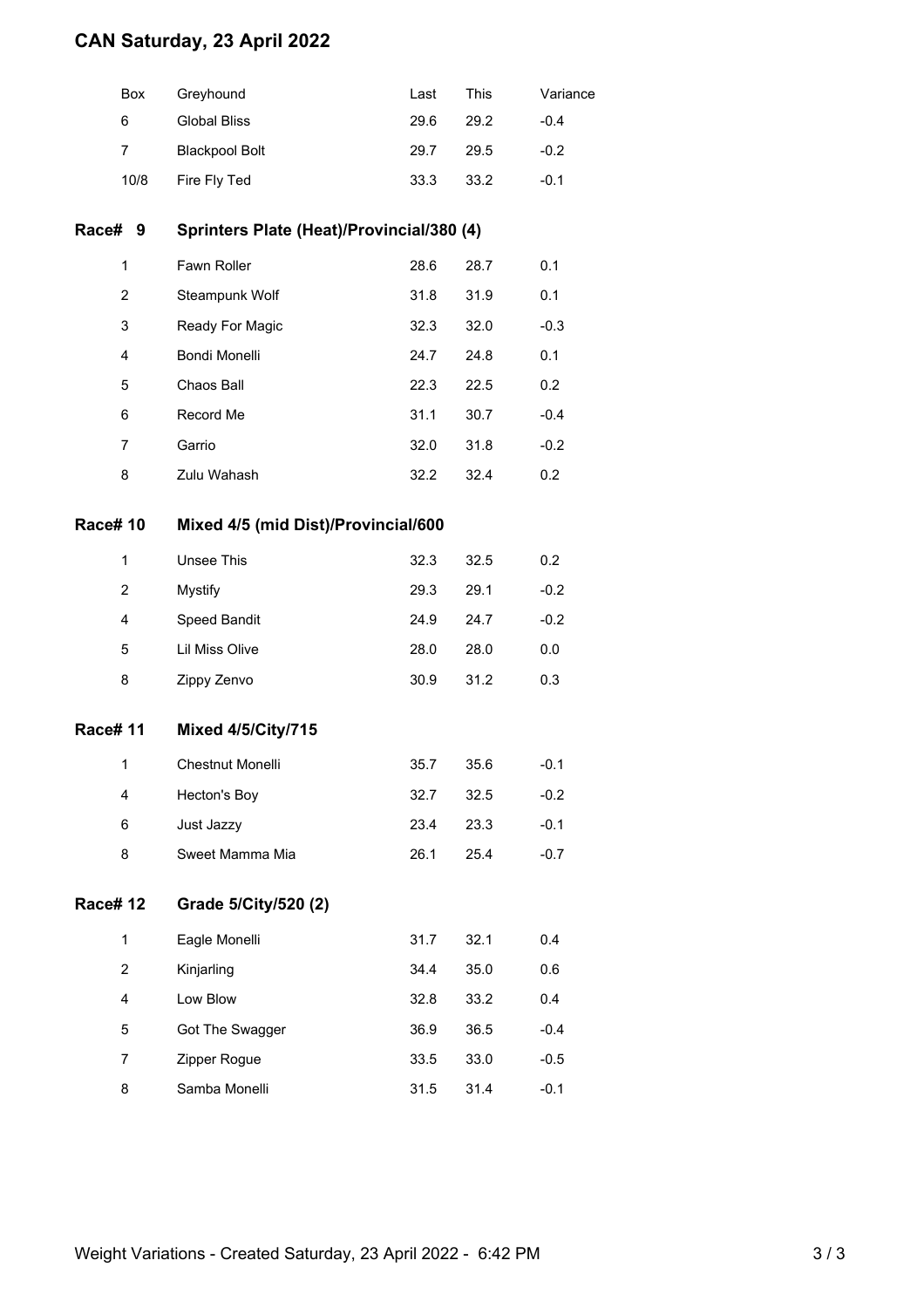# CAN Saturday, 23 April 2022

| Box | Greyhound | Last | This | Variance |
|---|---|---|---|---|
| 6 | Global Bliss | 29.6 | 29.2 | -0.4 |
| 7 | Blackpool Bolt | 29.7 | 29.5 | -0.2 |
| 10/8 | Fire Fly Ted | 33.3 | 33.2 | -0.1 |

## Race# 9 Sprinters Plate (Heat)/Provincial/380 (4)

| Box | Greyhound | Last | This | Variance |
|---|---|---|---|---|
| 1 | Fawn Roller | 28.6 | 28.7 | 0.1 |
| 2 | Steampunk Wolf | 31.8 | 31.9 | 0.1 |
| 3 | Ready For Magic | 32.3 | 32.0 | -0.3 |
| 4 | Bondi Monelli | 24.7 | 24.8 | 0.1 |
| 5 | Chaos Ball | 22.3 | 22.5 | 0.2 |
| 6 | Record Me | 31.1 | 30.7 | -0.4 |
| 7 | Garrio | 32.0 | 31.8 | -0.2 |
| 8 | Zulu Wahash | 32.2 | 32.4 | 0.2 |

## Race# 10 Mixed 4/5 (mid Dist)/Provincial/600

| Box | Greyhound | Last | This | Variance |
|---|---|---|---|---|
| 1 | Unsee This | 32.3 | 32.5 | 0.2 |
| 2 | Mystify | 29.3 | 29.1 | -0.2 |
| 4 | Speed Bandit | 24.9 | 24.7 | -0.2 |
| 5 | Lil Miss Olive | 28.0 | 28.0 | 0.0 |
| 8 | Zippy Zenvo | 30.9 | 31.2 | 0.3 |

## Race# 11 Mixed 4/5/City/715

| Box | Greyhound | Last | This | Variance |
|---|---|---|---|---|
| 1 | Chestnut Monelli | 35.7 | 35.6 | -0.1 |
| 4 | Hecton's Boy | 32.7 | 32.5 | -0.2 |
| 6 | Just Jazzy | 23.4 | 23.3 | -0.1 |
| 8 | Sweet Mamma Mia | 26.1 | 25.4 | -0.7 |

## Race# 12 Grade 5/City/520 (2)

| Box | Greyhound | Last | This | Variance |
|---|---|---|---|---|
| 1 | Eagle Monelli | 31.7 | 32.1 | 0.4 |
| 2 | Kinjarling | 34.4 | 35.0 | 0.6 |
| 4 | Low Blow | 32.8 | 33.2 | 0.4 |
| 5 | Got The Swagger | 36.9 | 36.5 | -0.4 |
| 7 | Zipper Rogue | 33.5 | 33.0 | -0.5 |
| 8 | Samba Monelli | 31.5 | 31.4 | -0.1 |

Weight Variations - Created Saturday, 23 April 2022 - 6:42 PM